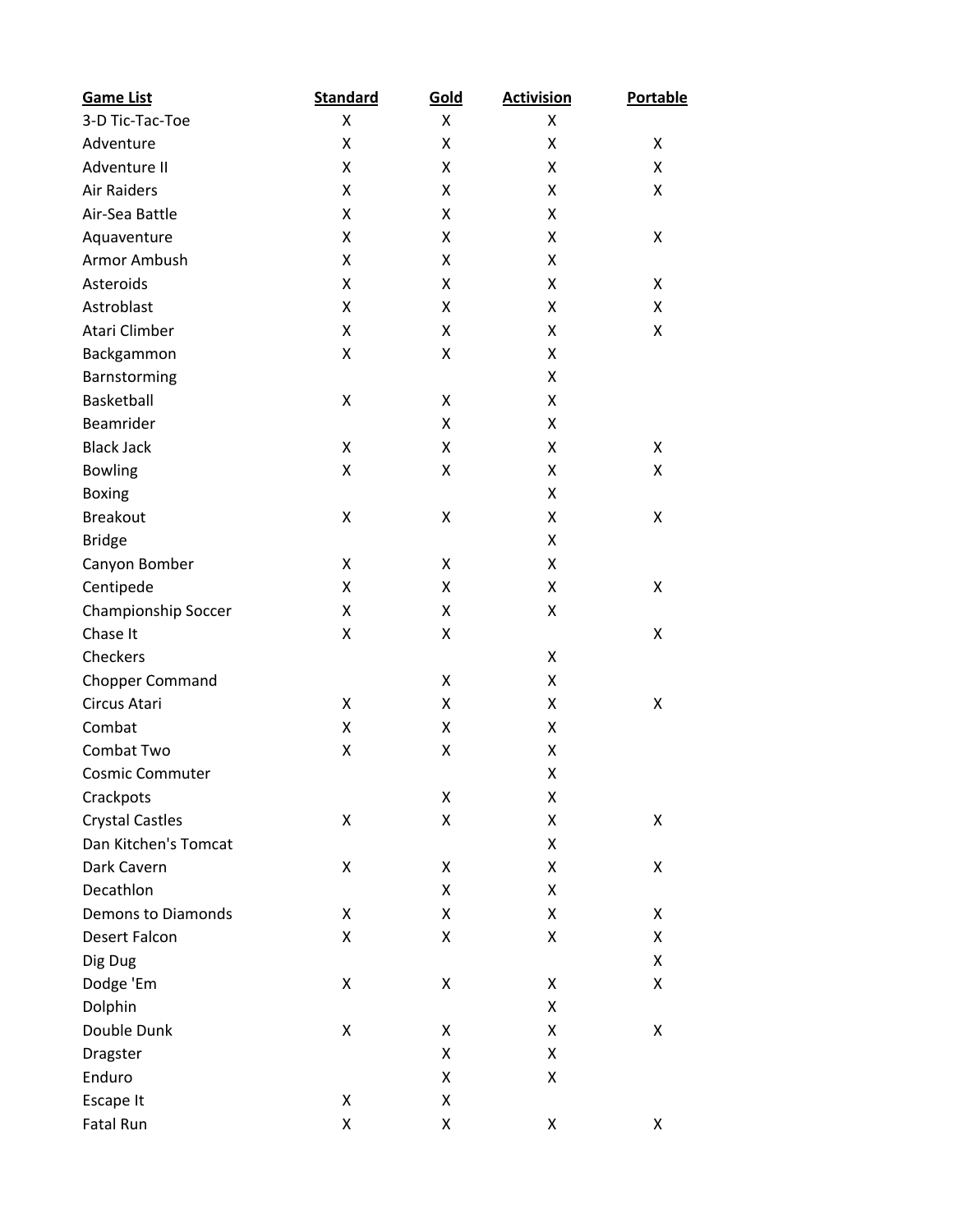| Game List | Standard | Gold | Activision | Portable |
| --- | --- | --- | --- | --- |
| 3-D Tic-Tac-Toe | X | X | X | |
| Adventure | X | X | X | X |
| Adventure II | X | X | X | X |
| Air Raiders | X | X | X | X |
| Air-Sea Battle | X | X | X | |
| Aquaventure | X | X | X | X |
| Armor Ambush | X | X | X | |
| Asteroids | X | X | X | X |
| Astroblast | X | X | X | X |
| Atari Climber | X | X | X | X |
| Backgammon | X | X | X | |
| Barnstorming | | | X | |
| Basketball | X | X | X | |
| Beamrider | | X | X | |
| Black Jack | X | X | X | X |
| Bowling | X | X | X | X |
| Boxing | | | X | |
| Breakout | X | X | X | X |
| Bridge | | | X | |
| Canyon Bomber | X | X | X | |
| Centipede | X | X | X | X |
| Championship Soccer | X | X | X | |
| Chase It | X | X | | X |
| Checkers | | | X | |
| Chopper Command | | X | X | |
| Circus Atari | X | X | X | X |
| Combat | X | X | X | |
| Combat Two | X | X | X | |
| Cosmic Commuter | | | X | |
| Crackpots | | X | X | |
| Crystal Castles | X | X | X | X |
| Dan Kitchen's Tomcat | | | X | |
| Dark Cavern | X | X | X | X |
| Decathlon | | X | X | |
| Demons to Diamonds | X | X | X | X |
| Desert Falcon | X | X | X | X |
| Dig Dug | | | | X |
| Dodge 'Em | X | X | X | X |
| Dolphin | | | X | |
| Double Dunk | X | X | X | X |
| Dragster | | X | X | |
| Enduro | | X | X | |
| Escape It | X | X | | |
| Fatal Run | X | X | X | X |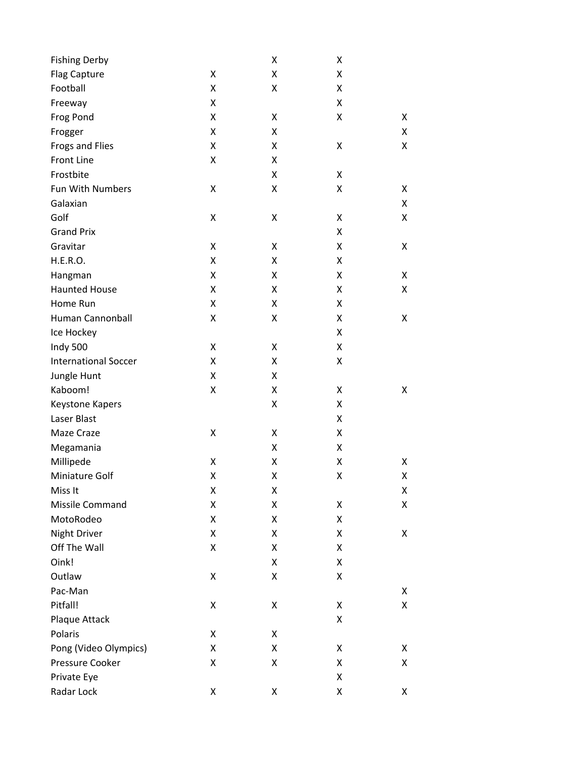| | | | | |
|---|---|---|---|---|
| Fishing Derby | | X | X | |
| Flag Capture | X | X | X | |
| Football | X | X | X | |
| Freeway | X | | X | |
| Frog Pond | X | X | X | X |
| Frogger | X | X | | X |
| Frogs and Flies | X | X | X | X |
| Front Line | X | X | | |
| Frostbite | | X | X | |
| Fun With Numbers | X | X | X | X |
| Galaxian | | | | X |
| Golf | X | X | X | X |
| Grand Prix | | | X | |
| Gravitar | X | X | X | X |
| H.E.R.O. | X | X | X | |
| Hangman | X | X | X | X |
| Haunted House | X | X | X | X |
| Home Run | X | X | X | |
| Human Cannonball | X | X | X | X |
| Ice Hockey | | | X | |
| Indy 500 | X | X | X | |
| International Soccer | X | X | X | |
| Jungle Hunt | X | X | | |
| Kaboom! | X | X | X | X |
| Keystone Kapers | | X | X | |
| Laser Blast | | | X | |
| Maze Craze | X | X | X | |
| Megamania | | X | X | |
| Millipede | X | X | X | X |
| Miniature Golf | X | X | X | X |
| Miss It | X | X | | X |
| Missile Command | X | X | X | X |
| MotoRodeo | X | X | X | |
| Night Driver | X | X | X | X |
| Off The Wall | X | X | X | |
| Oink! | | X | X | |
| Outlaw | X | X | X | |
| Pac-Man | | | | X |
| Pitfall! | X | X | X | X |
| Plaque Attack | | | X | |
| Polaris | X | X | | |
| Pong (Video Olympics) | X | X | X | X |
| Pressure Cooker | X | X | X | X |
| Private Eye | | | X | |
| Radar Lock | X | X | X | X |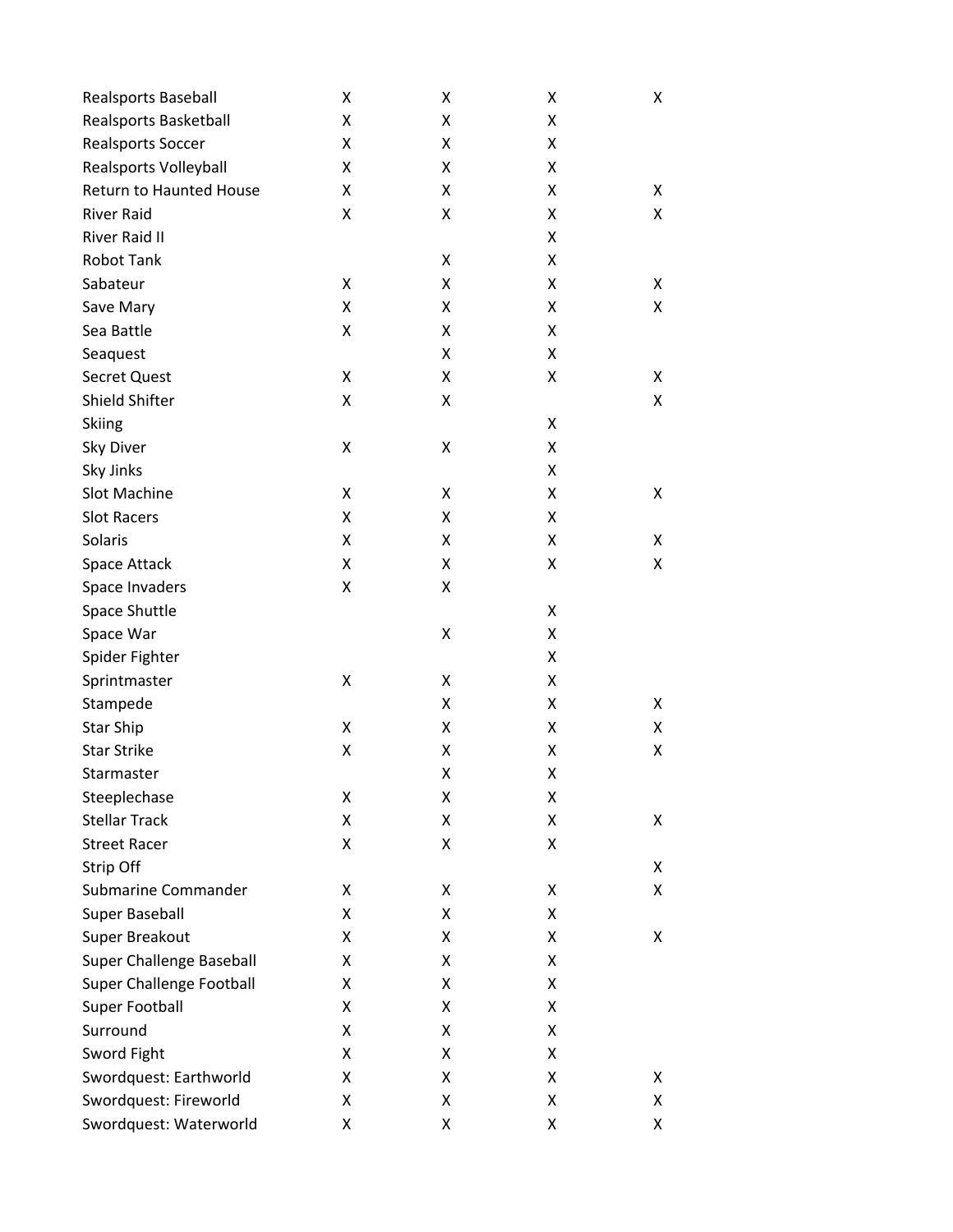| | | | | |
|---|---|---|---|---|
| Realsports Baseball | X | X | X | X |
| Realsports Basketball | X | X | X | |
| Realsports Soccer | X | X | X | |
| Realsports Volleyball | X | X | X | |
| Return to Haunted House | X | X | X | X |
| River Raid | X | X | X | X |
| River Raid II | | | X | |
| Robot Tank | | X | X | |
| Sabateur | X | X | X | X |
| Save Mary | X | X | X | X |
| Sea Battle | X | X | X | |
| Seaquest | | X | X | |
| Secret Quest | X | X | X | X |
| Shield Shifter | X | X | | X |
| Skiing | | | X | |
| Sky Diver | X | X | X | |
| Sky Jinks | | | X | |
| Slot Machine | X | X | X | X |
| Slot Racers | X | X | X | |
| Solaris | X | X | X | X |
| Space Attack | X | X | X | X |
| Space Invaders | X | X | | |
| Space Shuttle | | | X | |
| Space War | | X | X | |
| Spider Fighter | | | X | |
| Sprintmaster | X | X | X | |
| Stampede | | X | X | X |
| Star Ship | X | X | X | X |
| Star Strike | X | X | X | X |
| Starmaster | | X | X | |
| Steeplechase | X | X | X | |
| Stellar Track | X | X | X | X |
| Street Racer | X | X | X | |
| Strip Off | | | | X |
| Submarine Commander | X | X | X | X |
| Super Baseball | X | X | X | |
| Super Breakout | X | X | X | X |
| Super Challenge Baseball | X | X | X | |
| Super Challenge Football | X | X | X | |
| Super Football | X | X | X | |
| Surround | X | X | X | |
| Sword Fight | X | X | X | |
| Swordquest: Earthworld | X | X | X | X |
| Swordquest: Fireworld | X | X | X | X |
| Swordquest: Waterworld | X | X | X | X |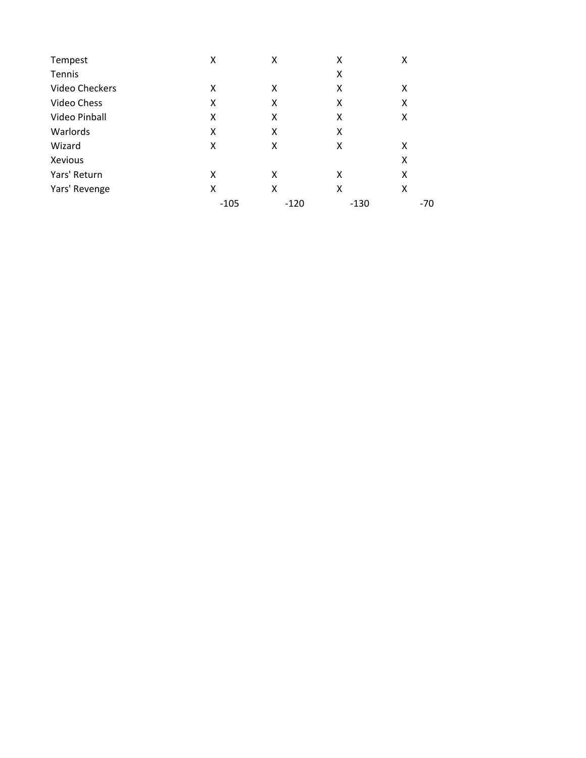| | | | | |
|---|---|---|---|---|
| Tempest | X | X | X | X |
| Tennis | | | X | |
| Video Checkers | X | X | X | X |
| Video Chess | X | X | X | X |
| Video Pinball | X | X | X | X |
| Warlords | X | X | X | |
| Wizard | X | X | X | X |
| Xevious | | | | X |
| Yars' Return | X | X | X | X |
| Yars' Revenge | X | X | X | X |
| | -105 | -120 | -130 | -70 |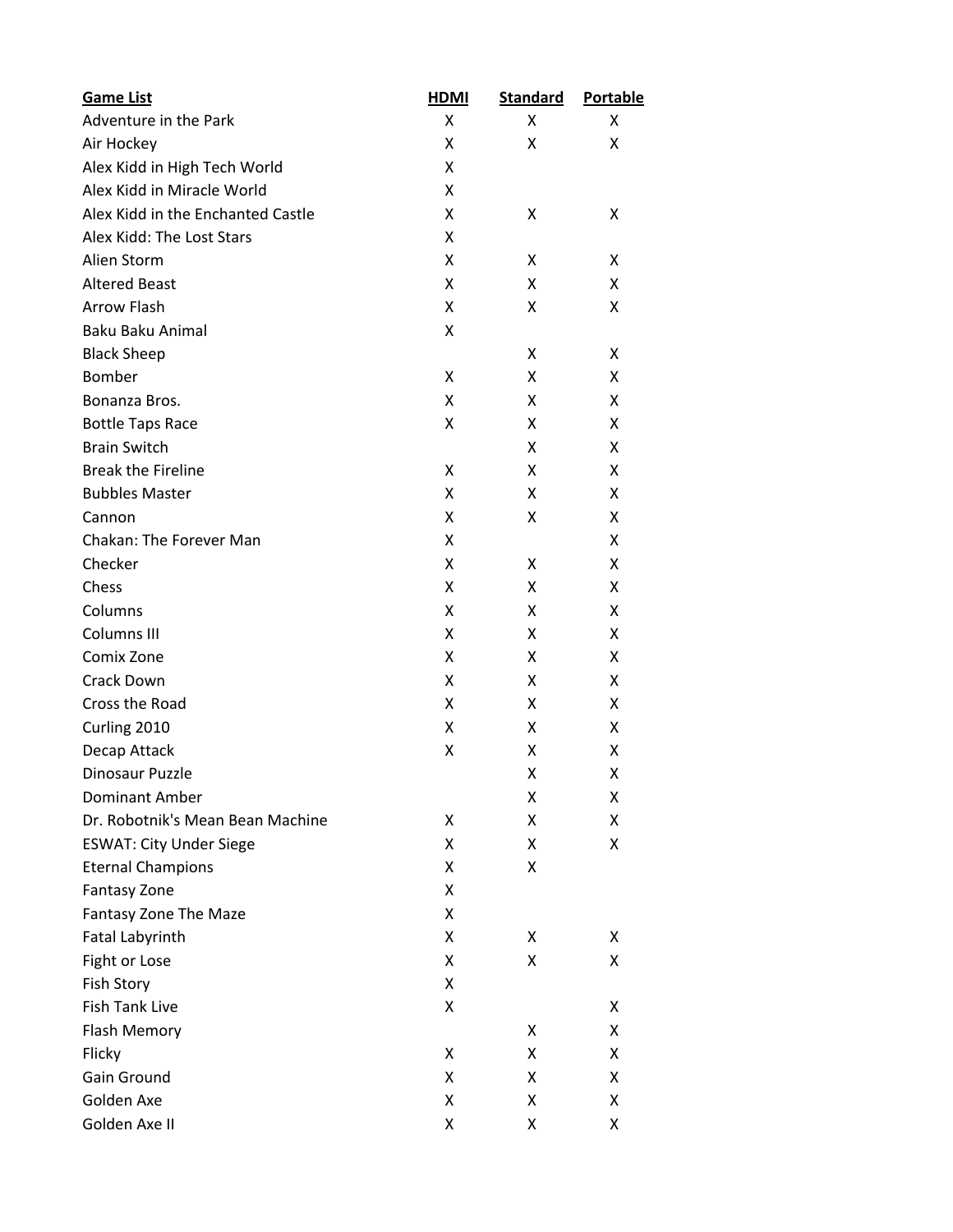| Game List | HDMI | Standard | Portable |
| --- | --- | --- | --- |
| Adventure in the Park | X | X | X |
| Air Hockey | X | X | X |
| Alex Kidd in High Tech World | X | | |
| Alex Kidd in Miracle World | X | | |
| Alex Kidd in the Enchanted Castle | X | X | X |
| Alex Kidd: The Lost Stars | X | | |
| Alien Storm | X | X | X |
| Altered Beast | X | X | X |
| Arrow Flash | X | X | X |
| Baku Baku Animal | X | | |
| Black Sheep | | X | X |
| Bomber | X | X | X |
| Bonanza Bros. | X | X | X |
| Bottle Taps Race | X | X | X |
| Brain Switch | | X | X |
| Break the Fireline | X | X | X |
| Bubbles Master | X | X | X |
| Cannon | X | X | X |
| Chakan: The Forever Man | X | | X |
| Checker | X | X | X |
| Chess | X | X | X |
| Columns | X | X | X |
| Columns III | X | X | X |
| Comix Zone | X | X | X |
| Crack Down | X | X | X |
| Cross the Road | X | X | X |
| Curling 2010 | X | X | X |
| Decap Attack | X | X | X |
| Dinosaur Puzzle | | X | X |
| Dominant Amber | | X | X |
| Dr. Robotnik's Mean Bean Machine | X | X | X |
| ESWAT: City Under Siege | X | X | X |
| Eternal Champions | X | X | |
| Fantasy Zone | X | | |
| Fantasy Zone The Maze | X | | |
| Fatal Labyrinth | X | X | X |
| Fight or Lose | X | X | X |
| Fish Story | X | | |
| Fish Tank Live | X | | X |
| Flash Memory | | X | X |
| Flicky | X | X | X |
| Gain Ground | X | X | X |
| Golden Axe | X | X | X |
| Golden Axe II | X | X | X |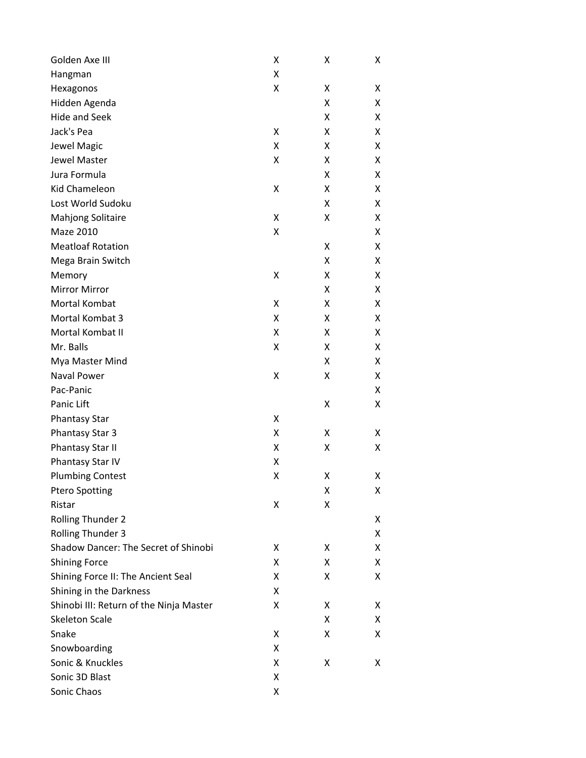| | | | |
|---|---|---|---|
| Golden Axe III | X | X | X |
| Hangman | X | | |
| Hexagonos | X | X | X |
| Hidden Agenda | | X | X |
| Hide and Seek | | X | X |
| Jack's Pea | X | X | X |
| Jewel Magic | X | X | X |
| Jewel Master | X | X | X |
| Jura Formula | | X | X |
| Kid Chameleon | X | X | X |
| Lost World Sudoku | | X | X |
| Mahjong Solitaire | X | X | X |
| Maze 2010 | X | | X |
| Meatloaf Rotation | | X | X |
| Mega Brain Switch | | X | X |
| Memory | X | X | X |
| Mirror Mirror | | X | X |
| Mortal Kombat | X | X | X |
| Mortal Kombat 3 | X | X | X |
| Mortal Kombat II | X | X | X |
| Mr. Balls | X | X | X |
| Mya Master Mind | | X | X |
| Naval Power | X | X | X |
| Pac-Panic | | | X |
| Panic Lift | | X | X |
| Phantasy Star | X | | |
| Phantasy Star 3 | X | X | X |
| Phantasy Star II | X | X | X |
| Phantasy Star IV | X | | |
| Plumbing Contest | X | X | X |
| Ptero Spotting | | X | X |
| Ristar | X | X | |
| Rolling Thunder 2 | | | X |
| Rolling Thunder 3 | | | X |
| Shadow Dancer: The Secret of Shinobi | X | X | X |
| Shining Force | X | X | X |
| Shining Force II: The Ancient Seal | X | X | X |
| Shining in the Darkness | X | | |
| Shinobi III: Return of the Ninja Master | X | X | X |
| Skeleton Scale | | X | X |
| Snake | X | X | X |
| Snowboarding | X | | |
| Sonic & Knuckles | X | X | X |
| Sonic 3D Blast | X | | |
| Sonic Chaos | X | | |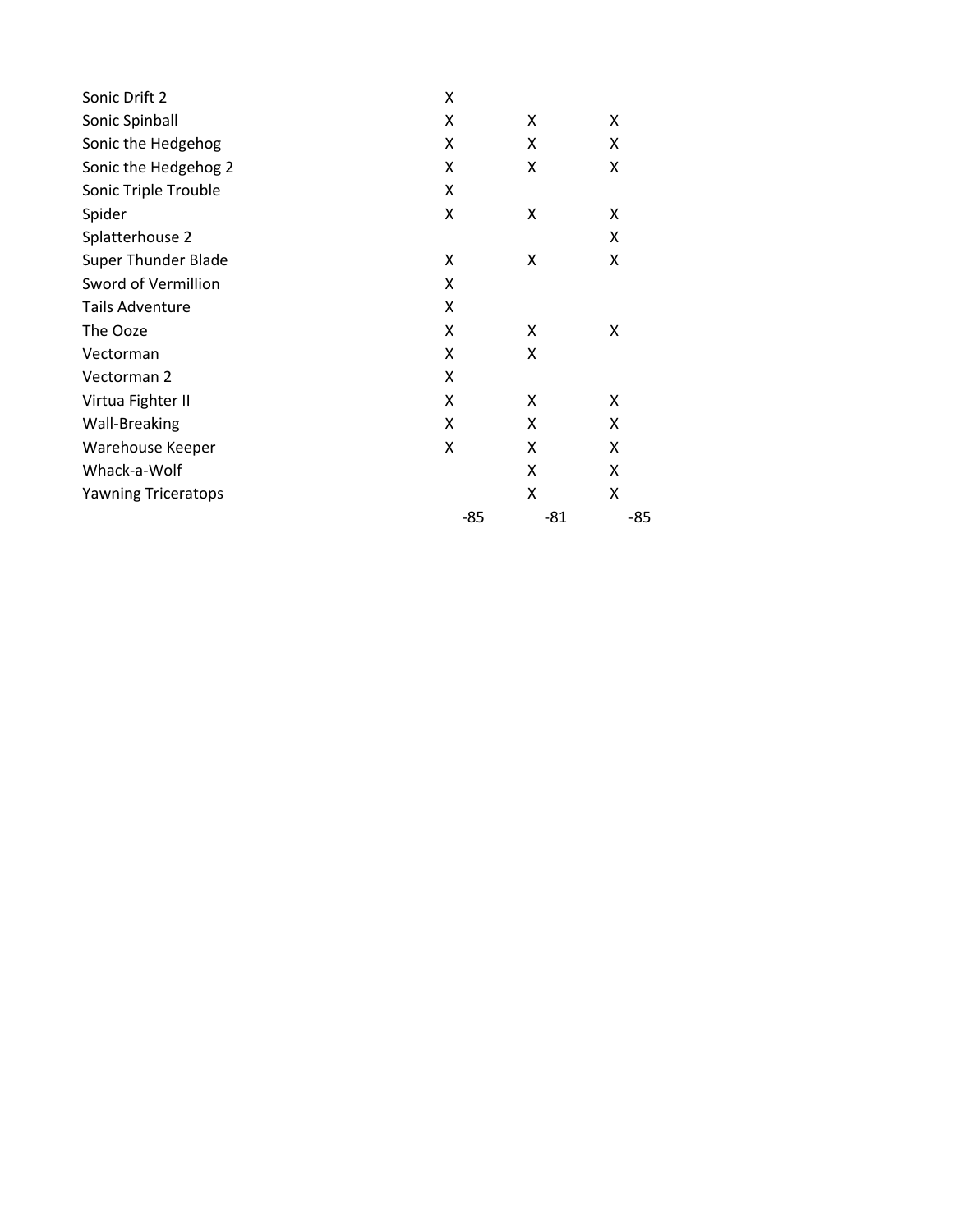| | | | |
|---|---|---|---|
| Sonic Drift 2 | X | | |
| Sonic Spinball | X | X | X |
| Sonic the Hedgehog | X | X | X |
| Sonic the Hedgehog 2 | X | X | X |
| Sonic Triple Trouble | X | | |
| Spider | X | X | X |
| Splatterhouse 2 | | | X |
| Super Thunder Blade | X | X | X |
| Sword of Vermillion | X | | |
| Tails Adventure | X | | |
| The Ooze | X | X | X |
| Vectorman | X | X | |
| Vectorman 2 | X | | |
| Virtua Fighter II | X | X | X |
| Wall-Breaking | X | X | X |
| Warehouse Keeper | X | X | X |
| Whack-a-Wolf | | X | X |
| Yawning Triceratops | | X | X |
| | -85 | -81 | -85 |